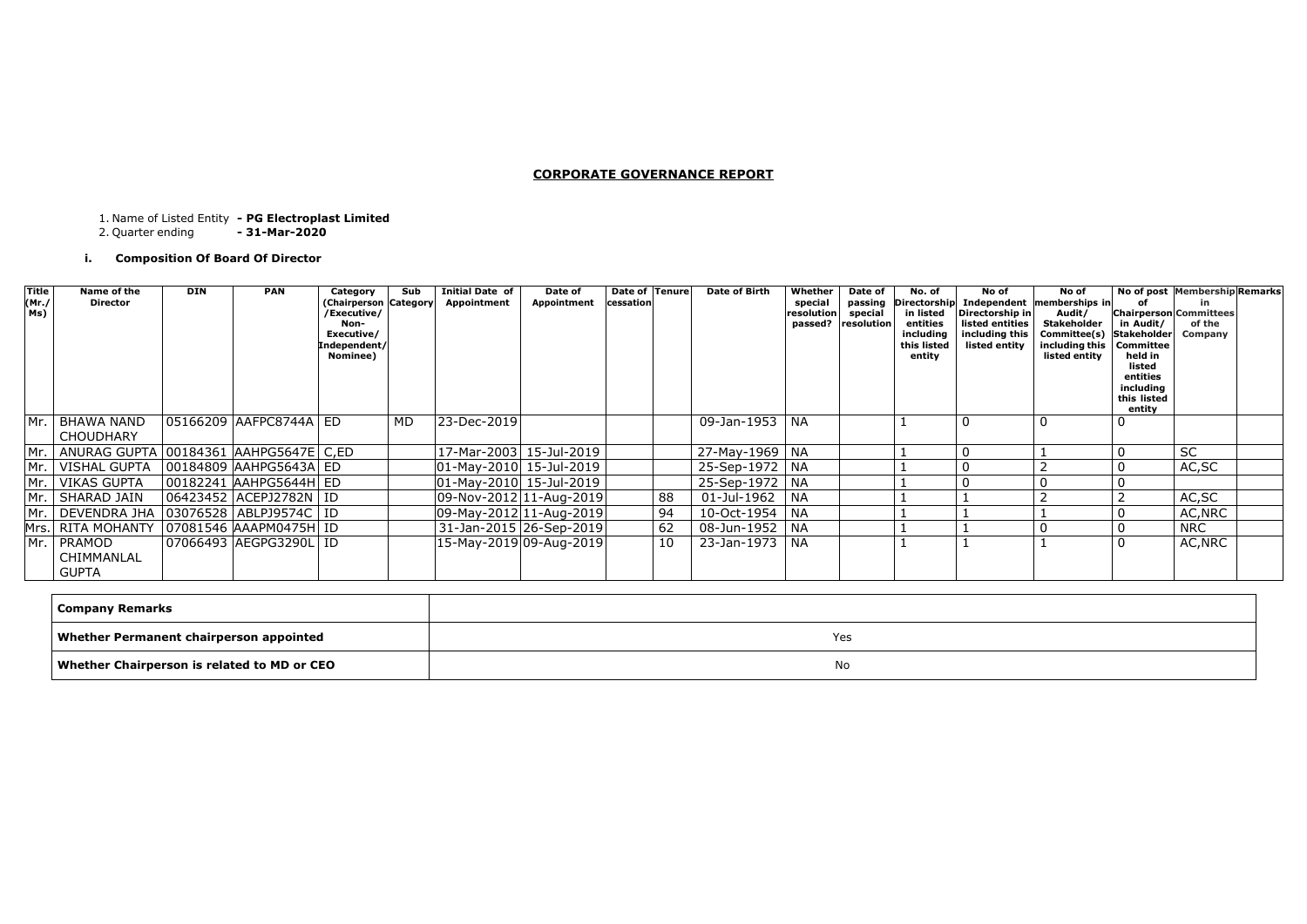# CORPORATE GOVERNANCE REPORT

1. Name of Listed Entity **- PG Electroplast Limited**
2. Quarter ending **- 31-Mar-2020**

### i. Composition Of Board Of Director

| Title (Mr./ Ms) | Name of the Director | DIN | PAN | Category (Chairperson /Executive/ Non-Executive/ Independent/ Nominee) | Sub Category | Initial Date of Appointment | Date of Appointment | Date of cessation | Tenure | Date of Birth | Whether special resolution passed? | Date of passing special resolution | No. of Directorship in listed entities including this listed entity | No of Independent Directorship in listed entities including this listed entity | No of memberships in Audit/ Stakeholder Committee(s) including this listed entity | No of post of Chairperson in Audit/ Stakeholder Committee held in listed entities including this listed entity | Membership in Committees of the Company | Remarks |
|---|---|---|---|---|---|---|---|---|---|---|---|---|---|---|---|---|---|---|
| Mr. | BHAWA NAND CHOUDHARY | 05166209 | AAFPC8744A | ED | MD | 23-Dec-2019 | | | | 09-Jan-1953 | NA | | 1 | 0 | 0 | 0 | | |
| Mr. | ANURAG GUPTA | 00184361 | AAHPG5647E | C,ED | | 17-Mar-2003 | 15-Jul-2019 | | | 27-May-1969 | NA | | 1 | 0 | 1 | 0 | SC | |
| Mr. | VISHAL GUPTA | 00184809 | AAHPG5643A | ED | | 01-May-2010 | 15-Jul-2019 | | | 25-Sep-1972 | NA | | 1 | 0 | 2 | 0 | AC,SC | |
| Mr. | VIKAS GUPTA | 00182241 | AAHPG5644H | ED | | 01-May-2010 | 15-Jul-2019 | | | 25-Sep-1972 | NA | | 1 | 0 | 0 | 0 | | |
| Mr. | SHARAD JAIN | 06423452 | ACEPJ2782N | ID | | 09-Nov-2012 | 11-Aug-2019 | | 88 | 01-Jul-1962 | NA | | 1 | 1 | 2 | 2 | AC,SC | |
| Mr. | DEVENDRA JHA | 03076528 | ABLPJ9574C | ID | | 09-May-2012 | 11-Aug-2019 | | 94 | 10-Oct-1954 | NA | | 1 | 1 | 1 | 0 | AC,NRC | |
| Mrs. | RITA MOHANTY | 07081546 | AAAPM0475H | ID | | 31-Jan-2015 | 26-Sep-2019 | | 62 | 08-Jun-1952 | NA | | 1 | 1 | 0 | 0 | NRC | |
| Mr. | PRAMOD CHIMMANLAL GUPTA | 07066493 | AEGPG3290L | ID | | 15-May-2019 | 09-Aug-2019 | | 10 | 23-Jan-1973 | NA | | 1 | 1 | 1 | 0 | AC,NRC | |

| Company Remarks | |
|---|---|
| Whether Permanent chairperson appointed | Yes |
| Whether Chairperson is related to MD or CEO | No |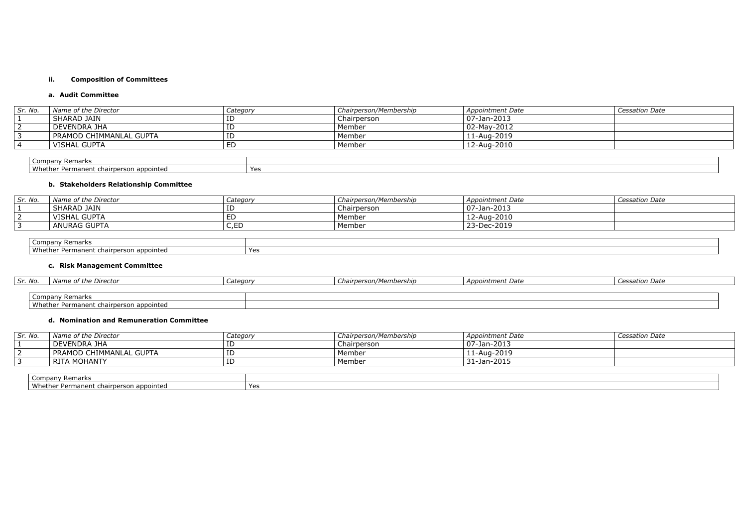### ii. Composition of Committees

#### a. Audit Committee

| Sr. No. | Name of the Director | Category | Chairperson/Membership | Appointment Date | Cessation Date |
|---|---|---|---|---|---|
| 1 | SHARAD JAIN | ID | Chairperson | 07-Jan-2013 | |
| 2 | DEVENDRA JHA | ID | Member | 02-May-2012 | |
| 3 | PRAMOD CHIMMANLAL GUPTA | ID | Member | 11-Aug-2019 | |
| 4 | VISHAL GUPTA | ED | Member | 12-Aug-2010 | |

| Company Remarks | |
|---|---|
| Whether Permanent chairperson appointed | Yes |

#### b. Stakeholders Relationship Committee

| Sr. No. | Name of the Director | Category | Chairperson/Membership | Appointment Date | Cessation Date |
|---|---|---|---|---|---|
| 1 | SHARAD JAIN | ID | Chairperson | 07-Jan-2013 | |
| 2 | VISHAL GUPTA | ED | Member | 12-Aug-2010 | |
| 3 | ANURAG GUPTA | C,ED | Member | 23-Dec-2019 | |

| Company Remarks | |
|---|---|
| Whether Permanent chairperson appointed | Yes |

#### c. Risk Management Committee

| Sr. No. | Name of the Director | Category | Chairperson/Membership | Appointment Date | Cessation Date |
|---|---|---|---|---|---|

| Company Remarks | |
|---|---|
| Whether Permanent chairperson appointed | |

#### d. Nomination and Remuneration Committee

| Sr. No. | Name of the Director | Category | Chairperson/Membership | Appointment Date | Cessation Date |
|---|---|---|---|---|---|
| 1 | DEVENDRA JHA | ID | Chairperson | 07-Jan-2013 | |
| 2 | PRAMOD CHIMMANLAL GUPTA | ID | Member | 11-Aug-2019 | |
| 3 | RITA MOHANTY | ID | Member | 31-Jan-2015 | |

| Company Remarks | |
|---|---|
| Whether Permanent chairperson appointed | Yes |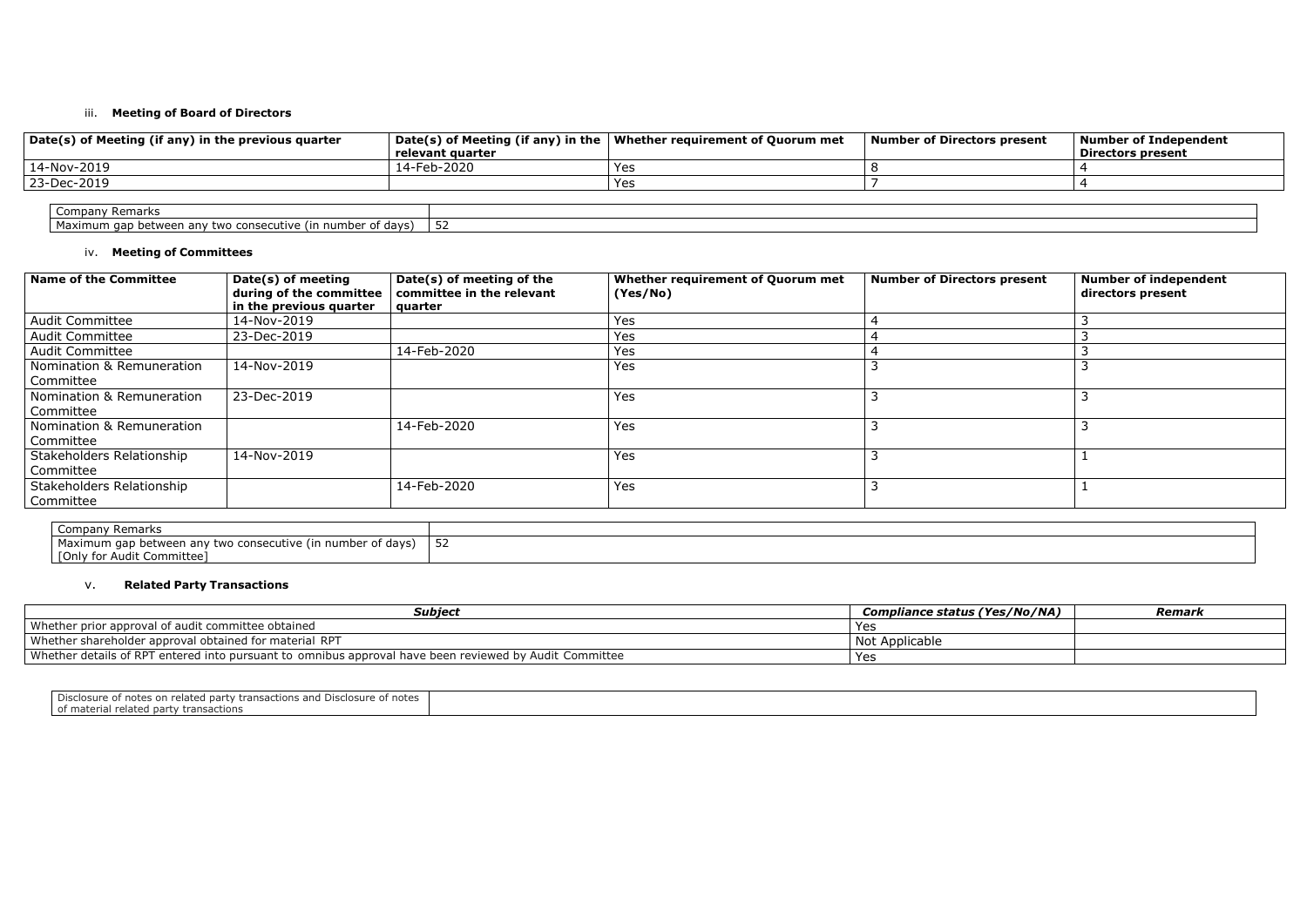### iii. **Meeting of Board of Directors**

| Date(s) of Meeting (if any) in the previous quarter | Date(s) of Meeting (if any) in the relevant quarter | Whether requirement of Quorum met | Number of Directors present | Number of Independent Directors present |
|---|---|---|---|---|
| 14-Nov-2019 | 14-Feb-2020 | Yes | 8 | 4 |
| 23-Dec-2019 | | Yes | 7 | 4 |

| Company Remarks | |
|---|---|
| Maximum gap between any two consecutive (in number of days) | 52 |

### iv. **Meeting of Committees**

| Name of the Committee | Date(s) of meeting during of the committee in the previous quarter | Date(s) of meeting of the committee in the relevant quarter | Whether requirement of Quorum met (Yes/No) | Number of Directors present | Number of independent directors present |
|---|---|---|---|---|---|
| Audit Committee | 14-Nov-2019 | | Yes | 4 | 3 |
| Audit Committee | 23-Dec-2019 | | Yes | 4 | 3 |
| Audit Committee | | 14-Feb-2020 | Yes | 4 | 3 |
| Nomination & Remuneration Committee | 14-Nov-2019 | | Yes | 3 | 3 |
| Nomination & Remuneration Committee | 23-Dec-2019 | | Yes | 3 | 3 |
| Nomination & Remuneration Committee | | 14-Feb-2020 | Yes | 3 | 3 |
| Stakeholders Relationship Committee | 14-Nov-2019 | | Yes | 3 | 1 |
| Stakeholders Relationship Committee | | 14-Feb-2020 | Yes | 3 | 1 |

| Company Remarks | |
|---|---|
| Maximum gap between any two consecutive (in number of days) [Only for Audit Committee] | 52 |

### v. **Related Party Transactions**

| *Subject* | *Compliance status (Yes/No/NA)* | *Remark* |
|---|---|---|
| Whether prior approval of audit committee obtained | Yes | |
| Whether shareholder approval obtained for material RPT | Not Applicable | |
| Whether details of RPT entered into pursuant to omnibus approval have been reviewed by Audit Committee | Yes | |

| Disclosure of notes on related party transactions and Disclosure of notes of material related party transactions | |
|---|---|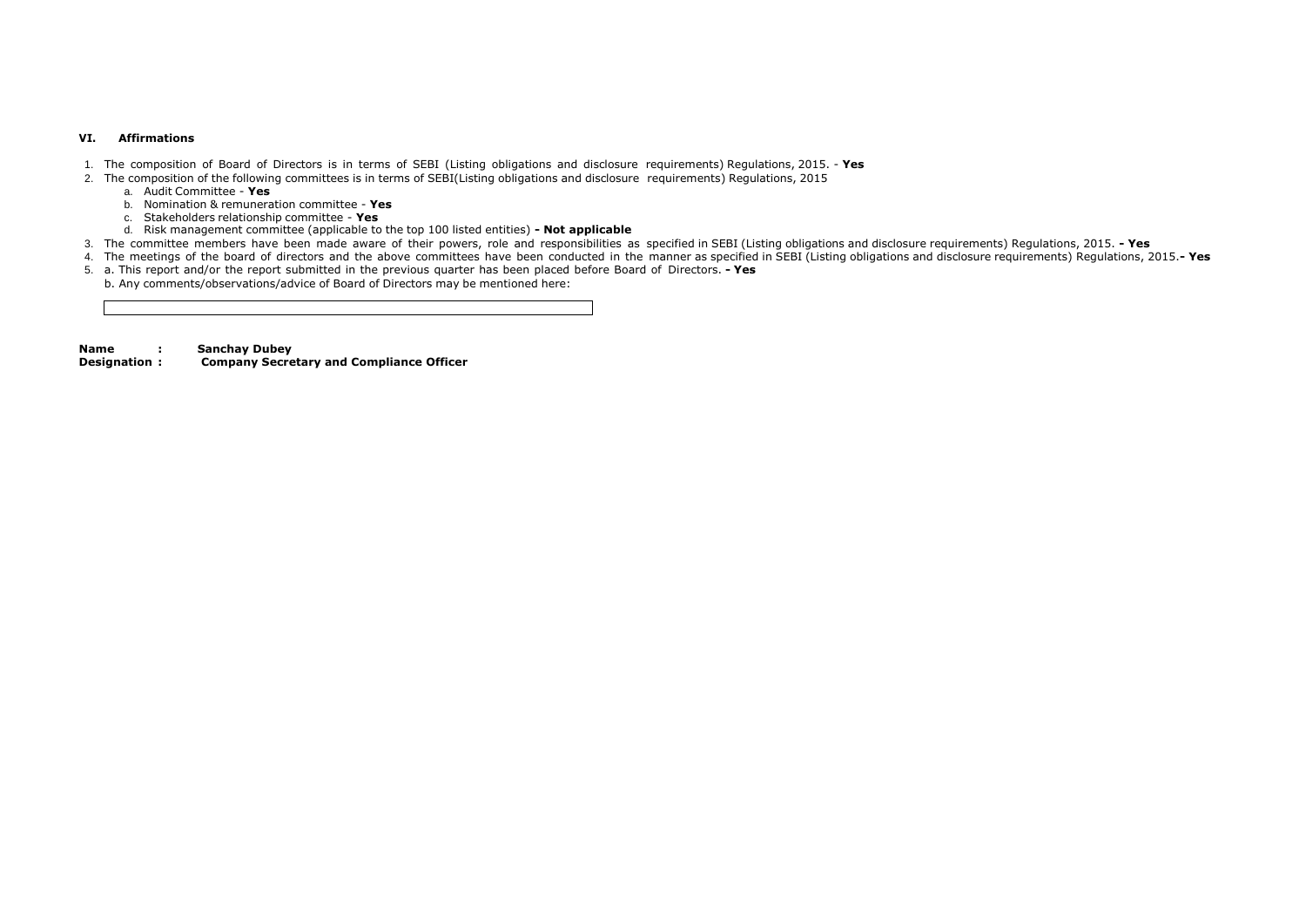### VI. Affirmations

1. The composition of Board of Directors is in terms of SEBI (Listing obligations and disclosure requirements) Regulations, 2015. - **Yes**
2. The composition of the following committees is in terms of SEBI(Listing obligations and disclosure requirements) Regulations, 2015
   a. Audit Committee - **Yes**
   b. Nomination & remuneration committee - **Yes**
   c. Stakeholders relationship committee - **Yes**
   d. Risk management committee (applicable to the top 100 listed entities) **- Not applicable**
3. The committee members have been made aware of their powers, role and responsibilities as specified in SEBI (Listing obligations and disclosure requirements) Regulations, 2015. **- Yes**
4. The meetings of the board of directors and the above committees have been conducted in the manner as specified in SEBI (Listing obligations and disclosure requirements) Regulations, 2015.**- Yes**
5. a. This report and/or the report submitted in the previous quarter has been placed before Board of Directors. **- Yes**
   b. Any comments/observations/advice of Board of Directors may be mentioned here:

**Name :** **Sanchay Dubey**
**Designation :** **Company Secretary and Compliance Officer**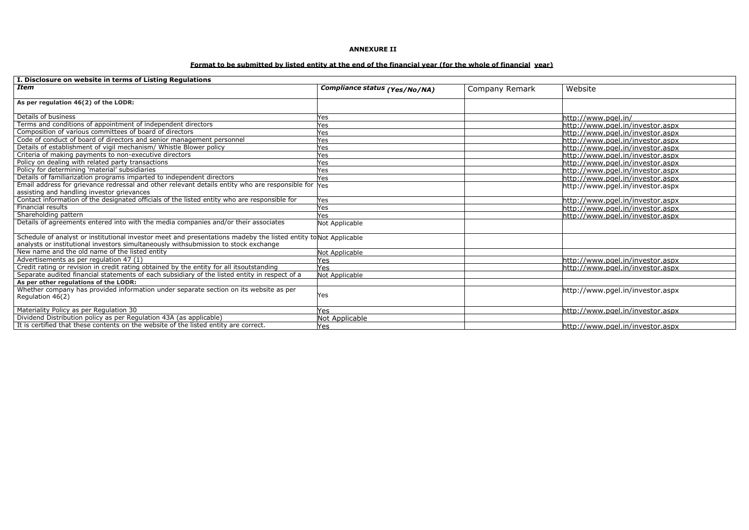**ANNEXURE II**

**Format to be submitted by listed entity at the end of the financial year (for the whole of financial year)**

| I. Disclosure on website in terms of Listing Regulations | | | |
|---|---|---|---|
| ***Item*** | ***Compliance status (Yes/No/NA)*** | Company Remark | Website |
| **As per regulation 46(2) of the LODR:** | | | |
| Details of business | Yes | | http://www.pgel.in/ |
| Terms and conditions of appointment of independent directors | Yes | | http://www.pgel.in/investor.aspx |
| Composition of various committees of board of directors | Yes | | http://www.pgel.in/investor.aspx |
| Code of conduct of board of directors and senior management personnel | Yes | | http://www.pgel.in/investor.aspx |
| Details of establishment of vigil mechanism/ Whistle Blower policy | Yes | | http://www.pgel.in/investor.aspx |
| Criteria of making payments to non-executive directors | Yes | | http://www.pgel.in/investor.aspx |
| Policy on dealing with related party transactions | Yes | | http://www.pgel.in/investor.aspx |
| Policy for determining 'material' subsidiaries | Yes | | http://www.pgel.in/investor.aspx |
| Details of familiarization programs imparted to independent directors | Yes | | http://www.pgel.in/investor.aspx |
| Email address for grievance redressal and other relevant details entity who are responsible for assisting and handling investor grievances | Yes | | http://www.pgel.in/investor.aspx |
| Contact information of the designated officials of the listed entity who are responsible for | Yes | | http://www.pgel.in/investor.aspx |
| Financial results | Yes | | http://www.pgel.in/investor.aspx |
| Shareholding pattern | Yes | | http://www.pgel.in/investor.aspx |
| Details of agreements entered into with the media companies and/or their associates | Not Applicable | | |
| Schedule of analyst or institutional investor meet and presentations madeby the listed entity to analysts or institutional investors simultaneously withsubmission to stock exchange | Not Applicable | | |
| New name and the old name of the listed entity | Not Applicable | | |
| Advertisements as per regulation 47 (1) | Yes | | http://www.pgel.in/investor.aspx |
| Credit rating or revision in credit rating obtained by the entity for all itsoutstanding | Yes | | http://www.pgel.in/investor.aspx |
| Separate audited financial statements of each subsidiary of the listed entity in respect of a | Not Applicable | | |
| **As per other regulations of the LODR:** | | | |
| Whether company has provided information under separate section on its website as per Regulation 46(2) | Yes | | http://www.pgel.in/investor.aspx |
| Materiality Policy as per Regulation 30 | Yes | | http://www.pgel.in/investor.aspx |
| Dividend Distribution policy as per Regulation 43A (as applicable) | Not Applicable | | |
| It is certified that these contents on the website of the listed entity are correct. | Yes | | http://www.pgel.in/investor.aspx |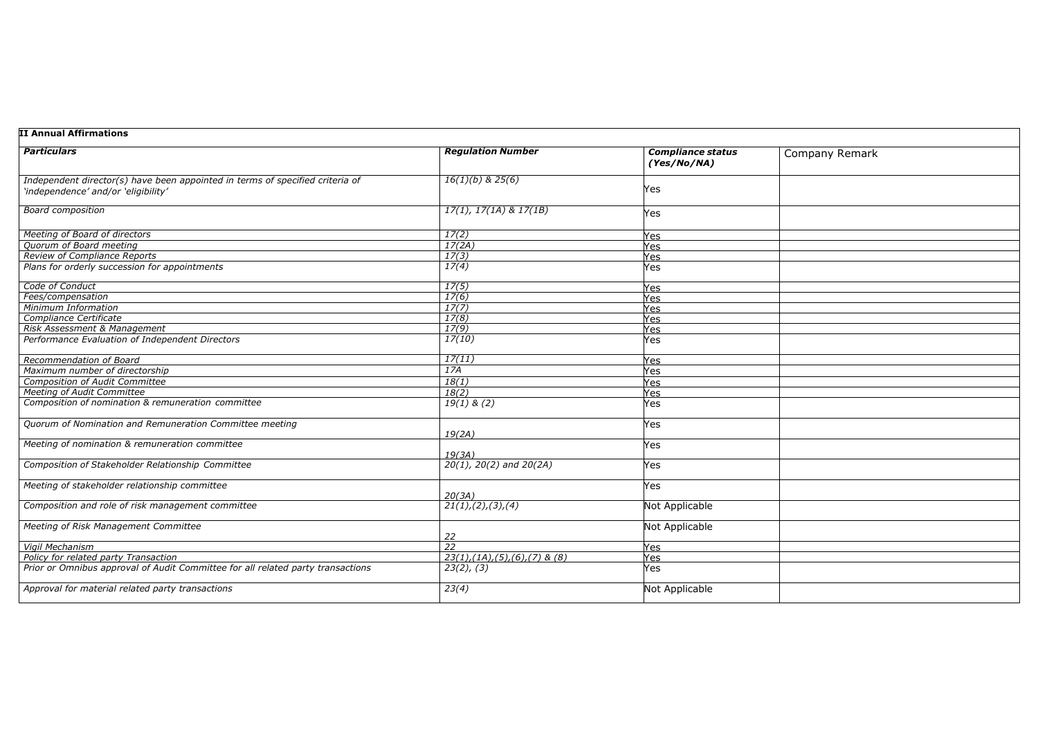**II Annual Affirmations**

| *Particulars* | *Regulation Number* | *Compliance status (Yes/No/NA)* | Company Remark |
|---|---|---|---|
| *Independent director(s) have been appointed in terms of specified criteria of 'independence' and/or 'eligibility'* | *16(1)(b) & 25(6)* | Yes | |
| *Board composition* | *17(1), 17(1A) & 17(1B)* | Yes | |
| *Meeting of Board of directors* | *17(2)* | Yes | |
| *Quorum of Board meeting* | *17(2A)* | Yes | |
| *Review of Compliance Reports* | *17(3)* | Yes | |
| *Plans for orderly succession for appointments* | *17(4)* | Yes | |
| *Code of Conduct* | *17(5)* | Yes | |
| *Fees/compensation* | *17(6)* | Yes | |
| *Minimum Information* | *17(7)* | Yes | |
| *Compliance Certificate* | *17(8)* | Yes | |
| *Risk Assessment & Management* | *17(9)* | Yes | |
| *Performance Evaluation of Independent Directors* | *17(10)* | Yes | |
| *Recommendation of Board* | *17(11)* | Yes | |
| *Maximum number of directorship* | *17A* | Yes | |
| *Composition of Audit Committee* | *18(1)* | Yes | |
| *Meeting of Audit Committee* | *18(2)* | Yes | |
| *Composition of nomination & remuneration committee* | *19(1) & (2)* | Yes | |
| *Quorum of Nomination and Remuneration Committee meeting* | *19(2A)* | Yes | |
| *Meeting of nomination & remuneration committee* | *19(3A)* | Yes | |
| *Composition of Stakeholder Relationship Committee* | *20(1), 20(2) and 20(2A)* | Yes | |
| *Meeting of stakeholder relationship committee* | *20(3A)* | Yes | |
| *Composition and role of risk management committee* | *21(1),(2),(3),(4)* | Not Applicable | |
| *Meeting of Risk Management Committee* | *22* | Not Applicable | |
| *Vigil Mechanism* | *22* | Yes | |
| *Policy for related party Transaction* | *23(1),(1A),(5),(6),(7) & (8)* | Yes | |
| *Prior or Omnibus approval of Audit Committee for all related party transactions* | *23(2), (3)* | Yes | |
| *Approval for material related party transactions* | *23(4)* | Not Applicable | |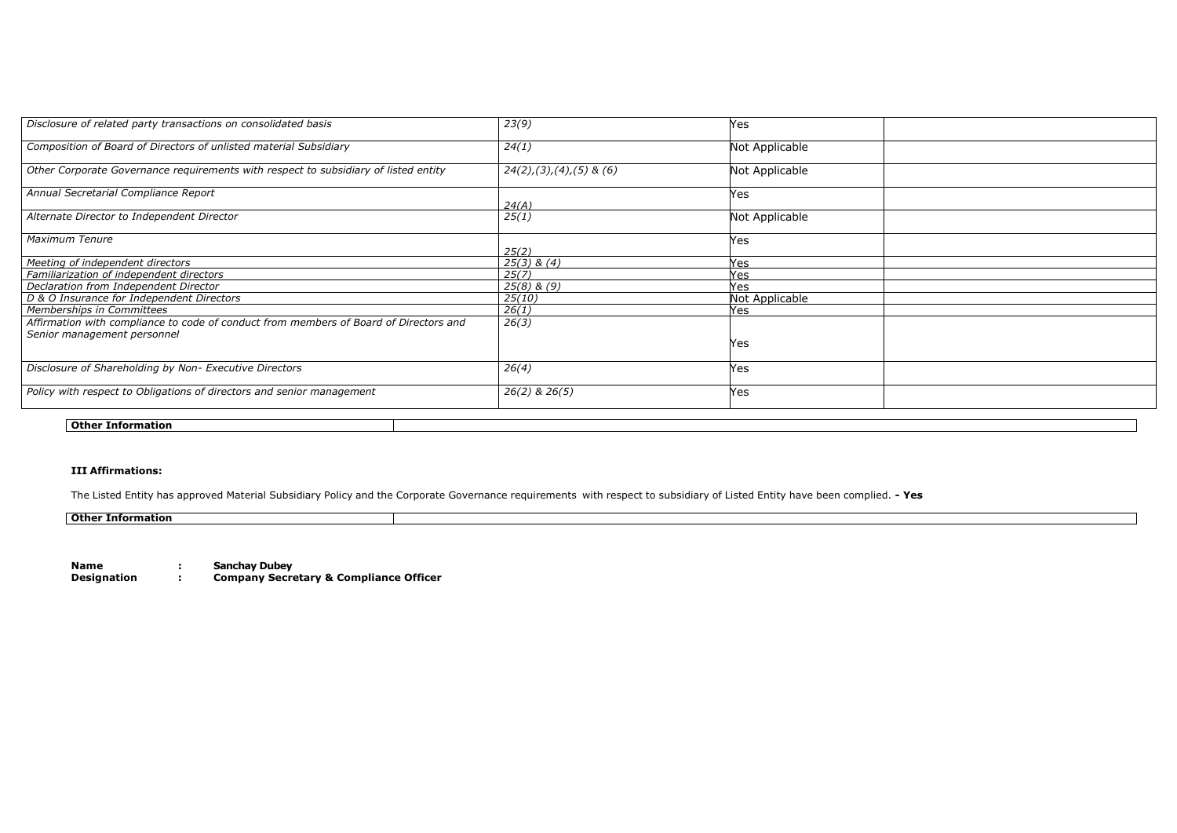| | | | |
|---|---|---|---|
| *Disclosure of related party transactions on consolidated basis* | *23(9)* | Yes | |
| *Composition of Board of Directors of unlisted material Subsidiary* | *24(1)* | Not Applicable | |
| *Other Corporate Governance requirements with respect to subsidiary of listed entity* | *24(2),(3),(4),(5) & (6)* | Not Applicable | |
| *Annual Secretarial Compliance Report* | *24(A)* | Yes | |
| *Alternate Director to Independent Director* | *25(1)* | Not Applicable | |
| *Maximum Tenure* | *25(2)* | Yes | |
| *Meeting of independent directors* | *25(3) & (4)* | Yes | |
| *Familiarization of independent directors* | *25(7)* | Yes | |
| *Declaration from Independent Director* | *25(8) & (9)* | Yes | |
| *D & O Insurance for Independent Directors* | *25(10)* | Not Applicable | |
| *Memberships in Committees* | *26(1)* | Yes | |
| *Affirmation with compliance to code of conduct from members of Board of Directors and Senior management personnel* | *26(3)* | Yes | |
| *Disclosure of Shareholding by Non- Executive Directors* | *26(4)* | Yes | |
| *Policy with respect to Obligations of directors and senior management* | *26(2) & 26(5)* | Yes | |

| **Other Information** | |
|---|---|

**III Affirmations:**

The Listed Entity has approved Material Subsidiary Policy and the Corporate Governance requirements with respect to subsidiary of Listed Entity have been complied. **- Yes**

| **Other Information** | |
|---|---|

**Name** : **Sanchay Dubey**
**Designation** : **Company Secretary & Compliance Officer**